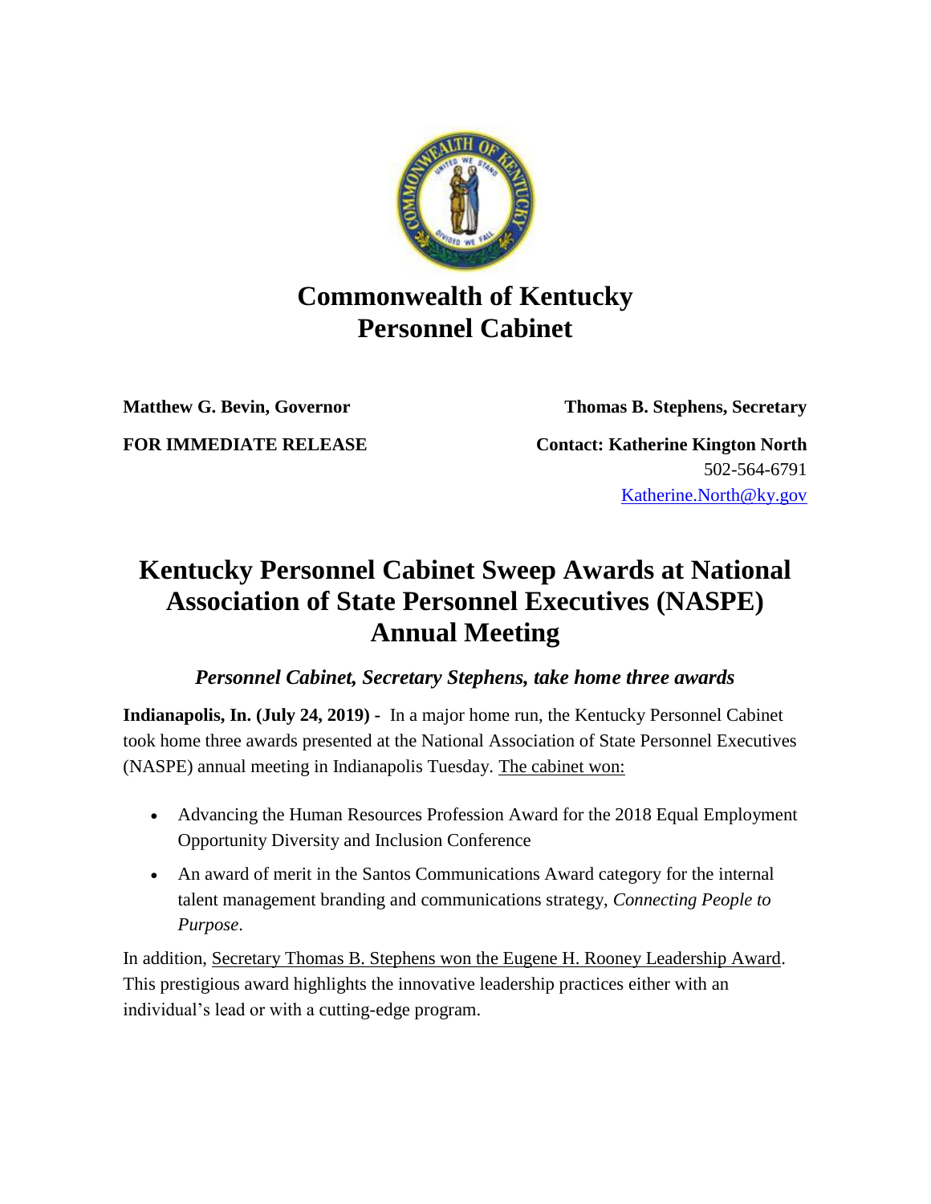# Commonwealth of Kentucky
# Personnel Cabinet

**Matthew G. Bevin, Governor** **Thomas B. Stephens, Secretary**

**FOR IMMEDIATE RELEASE** **Contact: Katherine Kington North**
502-564-6791
Katherine.North@ky.gov

## Kentucky Personnel Cabinet Sweep Awards at National Association of State Personnel Executives (NASPE) Annual Meeting

### *Personnel Cabinet, Secretary Stephens, take home three awards*

**Indianapolis, In. (July 24, 2019) -** In a major home run, the Kentucky Personnel Cabinet took home three awards presented at the National Association of State Personnel Executives (NASPE) annual meeting in Indianapolis Tuesday. The cabinet won:

- Advancing the Human Resources Profession Award for the 2018 Equal Employment Opportunity Diversity and Inclusion Conference
- An award of merit in the Santos Communications Award category for the internal talent management branding and communications strategy, *Connecting People to Purpose*.

In addition, Secretary Thomas B. Stephens won the Eugene H. Rooney Leadership Award. This prestigious award highlights the innovative leadership practices either with an individual's lead or with a cutting-edge program.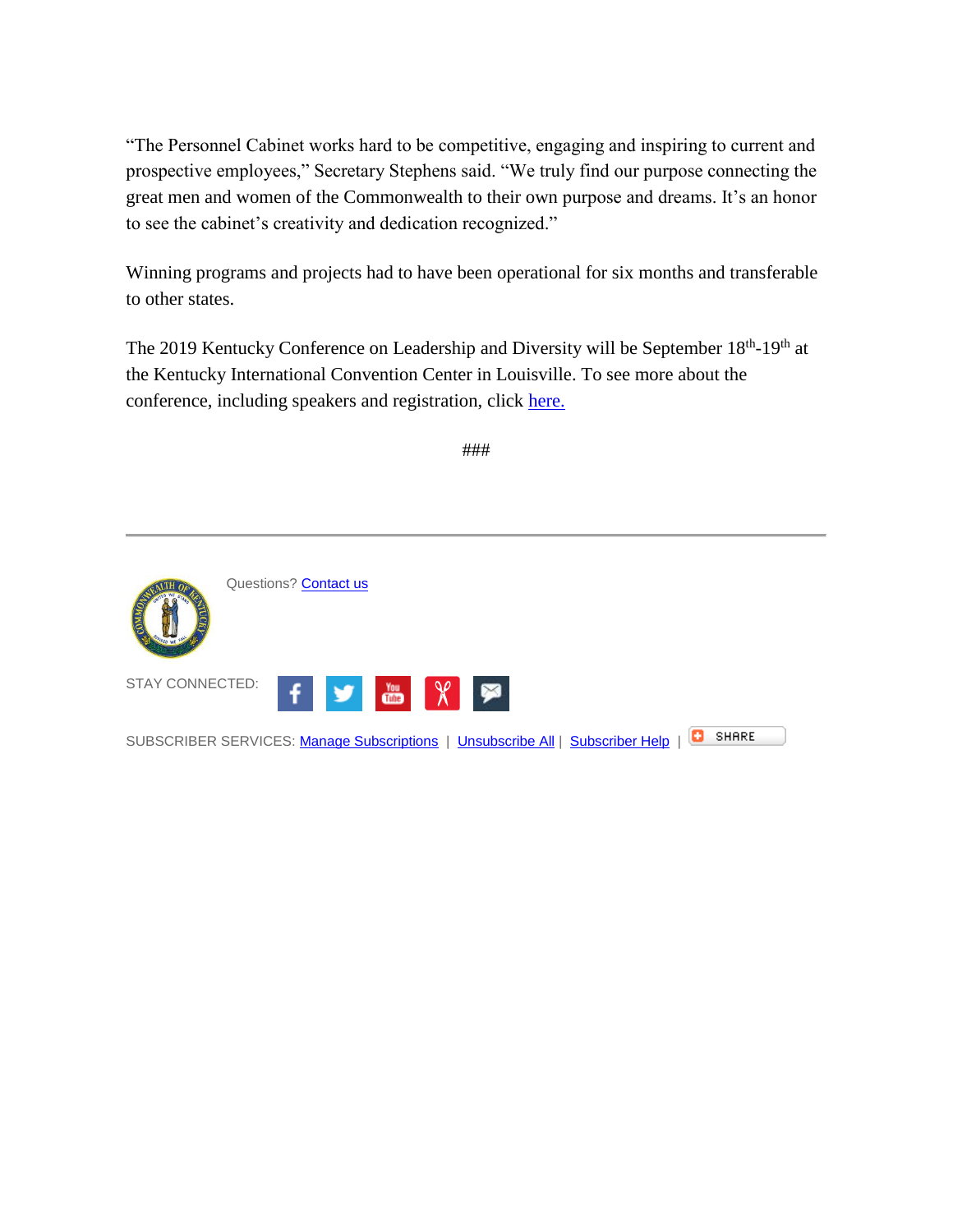"The Personnel Cabinet works hard to be competitive, engaging and inspiring to current and prospective employees," Secretary Stephens said. "We truly find our purpose connecting the great men and women of the Commonwealth to their own purpose and dreams. It's an honor to see the cabinet's creativity and dedication recognized."

Winning programs and projects had to have been operational for six months and transferable to other states.

The 2019 Kentucky Conference on Leadership and Diversity will be September 18th-19th at the Kentucky International Convention Center in Louisville. To see more about the conference, including speakers and registration, click here.

###

---

Questions? Contact us

STAY CONNECTED:

SUBSCRIBER SERVICES: Manage Subscriptions | Unsubscribe All | Subscriber Help | SHARE